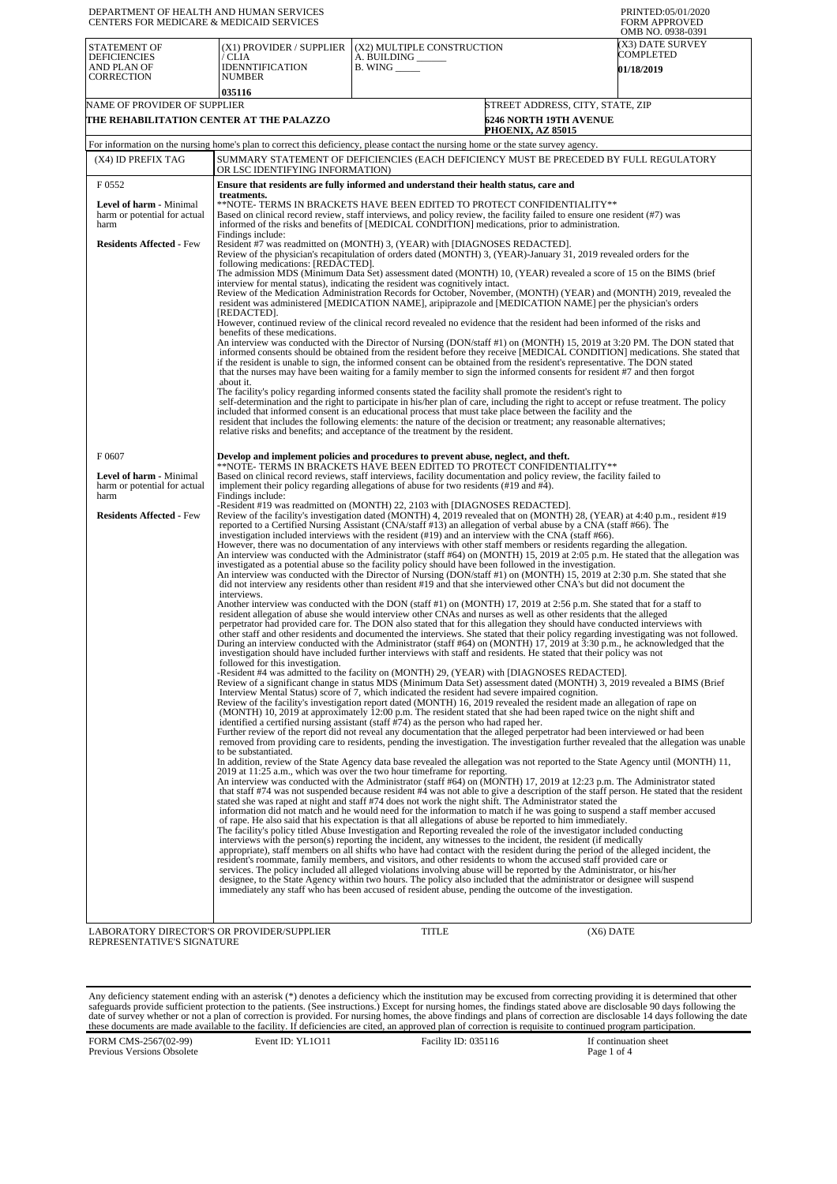DEPARTMENT OF HEALTH AND HUMAN SERVICES
CENTERS FOR MEDICARE & MEDICAID SERVICES

PRINTED:05/01/2020
FORM APPROVED
OMB NO. 0938-0391

| STATEMENT OF DEFICIENCIES AND PLAN OF CORRECTION | (X1) PROVIDER / SUPPLIER / CLIA IDENNTIFICATION NUMBER | (X2) MULTIPLE CONSTRUCTION A. BUILDING ______ B. WING _____ | (X3) DATE SURVEY COMPLETED |
|---|---|---|---|
| | 035116 | | 01/18/2019 |

| NAME OF PROVIDER OF SUPPLIER | STREET ADDRESS, CITY, STATE, ZIP |
|---|---|
| THE REHABILITATION CENTER AT THE PALAZZO | 6246 NORTH 19TH AVENUE PHOENIX, AZ 85015 |

For information on the nursing home's plan to correct this deficiency, please contact the nursing home or the state survey agency.

| (X4) ID PREFIX TAG | SUMMARY STATEMENT OF DEFICIENCIES (EACH DEFICIENCY MUST BE PRECEDED BY FULL REGULATORY OR LSC IDENTIFYING INFORMATION) |
|---|---|
| F 0552<br><br>**Level of harm** - Minimal harm or potential for actual harm<br><br>**Residents Affected** - Few | **Ensure that residents are fully informed and understand their health status, care and treatments.**<br>**NOTE- TERMS IN BRACKETS HAVE BEEN EDITED TO PROTECT CONFIDENTIALITY**<br>Based on clinical record review, staff interviews, and policy review, the facility failed to ensure one resident (#7) was informed of the risks and benefits of [MEDICAL CONDITION] medications, prior to administration.<br>Findings include:<br>Resident #7 was readmitted on (MONTH) 3, (YEAR) with [DIAGNOSES REDACTED].<br>Review of the physician's recapitulation of orders dated (MONTH) 3, (YEAR)-January 31, 2019 revealed orders for the following medications: [REDACTED].<br>The admission MDS (Minimum Data Set) assessment dated (MONTH) 10, (YEAR) revealed a score of 15 on the BIMS (brief interview for mental status), indicating the resident was cognitively intact.<br>Review of the Medication Administration Records for October, November, (MONTH) (YEAR) and (MONTH) 2019, revealed the resident was administered [MEDICATION NAME], aripiprazole and [MEDICATION NAME] per the physician's orders [REDACTED].<br>However, continued review of the clinical record revealed no evidence that the resident had been informed of the risks and benefits of these medications.<br>An interview was conducted with the Director of Nursing (DON/staff #1) on (MONTH) 15, 2019 at 3:20 PM. The DON stated that informed consents should be obtained from the resident before they receive [MEDICAL CONDITION] medications. She stated that if the resident is unable to sign, the informed consent can be obtained from the resident's representative. The DON stated that the nurses may have been waiting for a family member to sign the informed consents for resident #7 and then forgot about it.<br>The facility's policy regarding informed consents stated the facility shall promote the resident's right to self-determination and the right to participate in his/her plan of care, including the right to accept or refuse treatment. The policy included that informed consent is an educational process that must take place between the facility and the resident that includes the following elements: the nature of the decision or treatment; any reasonable alternatives; relative risks and benefits; and acceptance of the treatment by the resident. |
| F 0607<br><br>**Level of harm** - Minimal harm or potential for actual harm<br><br>**Residents Affected** - Few | **Develop and implement policies and procedures to prevent abuse, neglect, and theft.**<br>**NOTE- TERMS IN BRACKETS HAVE BEEN EDITED TO PROTECT CONFIDENTIALITY**<br>Based on clinical record review, staff interviews, facility documentation and policy review, the facility failed to implement their policy regarding allegations of abuse for two residents (#19 and #4).<br>Findings include:<br>-Resident #19 was readmitted on (MONTH) 22, 2103 with [DIAGNOSES REDACTED].<br>Review of the facility's investigation dated (MONTH) 4, 2019 revealed that on (MONTH) 28, (YEAR) at 4:40 p.m., resident #19 reported to a Certified Nursing Assistant (CNA/staff #13) an allegation of verbal abuse by a CNA (staff #66). The investigation included interviews with the resident (#19) and an interview with the CNA (staff #66).<br>However, there was no documentation of any interviews with other staff members or residents regarding the allegation.<br>An interview was conducted with the Administrator (staff #64) on (MONTH) 15, 2019 at 2:05 p.m. He stated that the allegation was investigated as a potential abuse so the facility policy should have been followed in the investigation.<br>An interview was conducted with the Director of Nursing (DON/staff #1) on (MONTH) 15, 2019 at 2:30 p.m. She stated that she did not interview any residents other than resident #19 and that she interviewed other CNA's but did not document the interviews.<br>Another interview was conducted with the DON (staff #1) on (MONTH) 17, 2019 at 2:56 p.m. She stated that for a staff to resident allegation of abuse she would interview other CNAs and nurses as well as other residents that the alleged perpetrator had provided care for. The DON also stated that for this allegation they should have conducted interviews with other staff and other residents and documented the interviews. She stated that their policy regarding investigating was not followed.<br>During an interview conducted with the Administrator (staff #64) on (MONTH) 17, 2019 at 3:30 p.m., he acknowledged that the investigation should have included further interviews with staff and residents. He stated that their policy was not followed for this investigation.<br>-Resident #4 was admitted to the facility on (MONTH) 29, (YEAR) with [DIAGNOSES REDACTED].<br>Review of a significant change in status MDS (Minimum Data Set) assessment dated (MONTH) 3, 2019 revealed a BIMS (Brief Interview Mental Status) score of 7, which indicated the resident had severe impaired cognition.<br>Review of the facility's investigation report dated (MONTH) 16, 2019 revealed the resident made an allegation of rape on (MONTH) 10, 2019 at approximately 12:00 p.m. The resident stated that she had been raped twice on the night shift and identified a certified nursing assistant (staff #74) as the person who had raped her.<br>Further review of the report did not reveal any documentation that the alleged perpetrator had been interviewed or had been removed from providing care to residents, pending the investigation. The investigation further revealed that the allegation was unable to be substantiated.<br>In addition, review of the State Agency data base revealed the allegation was not reported to the State Agency until (MONTH) 11, 2019 at 11:25 a.m., which was over the two hour timeframe for reporting.<br>An interview was conducted with the Administrator (staff #64) on (MONTH) 17, 2019 at 12:23 p.m. The Administrator stated that staff #74 was not suspended because resident #4 was not able to give a description of the staff person. He stated that the resident stated she was raped at night and staff #74 does not work the night shift. The Administrator stated the information did not match and he would need for the information to match if he was going to suspend a staff member accused of rape. He also said that his expectation is that all allegations of abuse be reported to him immediately.<br>The facility's policy titled Abuse Investigation and Reporting revealed the role of the investigator included conducting interviews with the person(s) reporting the incident, any witnesses to the incident, the resident (if medically appropriate), staff members on all shifts who have had contact with the resident during the period of the alleged incident, the resident's roommate, family members, and visitors, and other residents to whom the accused staff provided care or services. The policy included all alleged violations involving abuse will be reported by the Administrator, or his/her designee, to the State Agency within two hours. The policy also included that the administrator or designee will suspend immediately any staff who has been accused of resident abuse, pending the outcome of the investigation. |

LABORATORY DIRECTOR'S OR PROVIDER/SUPPLIER REPRESENTATIVE'S SIGNATURE | TITLE | (X6) DATE

Any deficiency statement ending with an asterisk (*) denotes a deficiency which the institution may be excused from correcting providing it is determined that other safeguards provide sufficient protection to the patients. (See instructions.) Except for nursing homes, the findings stated above are disclosable 90 days following the date of survey whether or not a plan of correction is provided. For nursing homes, the above findings and plans of correction are disclosable 14 days following the date these documents are made available to the facility. If deficiencies are cited, an approved plan of correction is requisite to continued program participation.

FORM CMS-2567(02-99) Previous Versions Obsolete | Event ID: YL1O11 | Facility ID: 035116 | If continuation sheet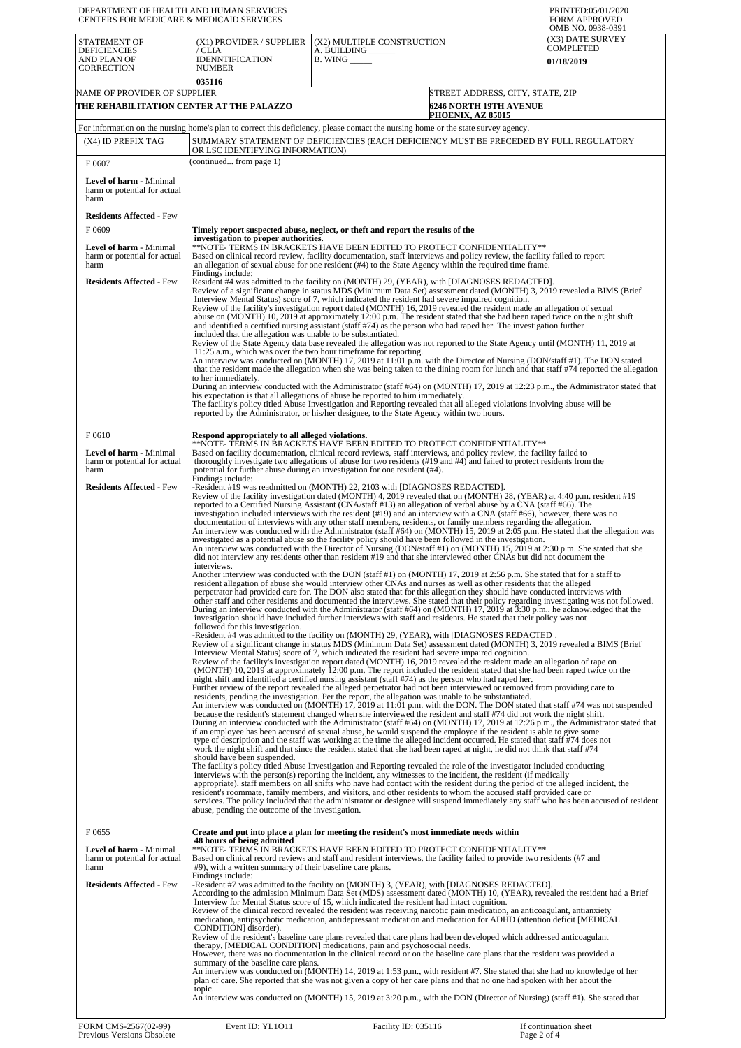DEPARTMENT OF HEALTH AND HUMAN SERVICES
CENTERS FOR MEDICARE & MEDICAID SERVICES

PRINTED:05/01/2020
FORM APPROVED
OMB NO. 0938-0391

| STATEMENT OF DEFICIENCIES AND PLAN OF CORRECTION | (X1) PROVIDER / SUPPLIER / CLIA IDENNTIFICATION NUMBER | (X2) MULTIPLE CONSTRUCTION A. BUILDING ______ B. WING _____ | (X3) DATE SURVEY COMPLETED |
|---|---|---|---|
| | 035116 | | 01/18/2019 |

| NAME OF PROVIDER OF SUPPLIER | STREET ADDRESS, CITY, STATE, ZIP |
|---|---|
| THE REHABILITATION CENTER AT THE PALAZZO | 6246 NORTH 19TH AVENUE PHOENIX, AZ 85015 |

For information on the nursing home's plan to correct this deficiency, please contact the nursing home or the state survey agency.

| (X4) ID PREFIX TAG | SUMMARY STATEMENT OF DEFICIENCIES (EACH DEFICIENCY MUST BE PRECEDED BY FULL REGULATORY OR LSC IDENTIFYING INFORMATION) |
|---|---|
| F 0607 **Level of harm** - Minimal harm or potential for actual harm **Residents Affected** - Few | (continued... from page 1) |
| F 0609 **Level of harm** - Minimal harm or potential for actual harm **Residents Affected** - Few | **Timely report suspected abuse, neglect, or theft and report the results of the investigation to proper authorities.** **NOTE- TERMS IN BRACKETS HAVE BEEN EDITED TO PROTECT CONFIDENTIALITY** Based on clinical record review, facility documentation, staff interviews and policy review, the facility failed to report an allegation of sexual abuse for one resident (#4) to the State Agency within the required time frame. Findings include: Resident #4 was admitted to the facility on (MONTH) 29, (YEAR), with [DIAGNOSES REDACTED]. Review of a significant change in status MDS (Minimum Data Set) assessment dated (MONTH) 3, 2019 revealed a BIMS (Brief Interview Mental Status) score of 7, which indicated the resident had severe impaired cognition. Review of the facility's investigation report dated (MONTH) 16, 2019 revealed the resident made an allegation of sexual abuse on (MONTH) 10, 2019 at approximately 12:00 p.m. The resident stated that she had been raped twice on the night shift and identified a certified nursing assistant (staff #74) as the person who had raped her. The investigation further included that the allegation was unable to be substantiated. Review of the State Agency data base revealed the allegation was not reported to the State Agency until (MONTH) 11, 2019 at 11:25 a.m., which was over the two hour timeframe for reporting. An interview was conducted on (MONTH) 17, 2019 at 11:01 p.m. with the Director of Nursing (DON/staff #1). The DON stated that the resident made the allegation when she was being taken to the dining room for lunch and that staff #74 reported the allegation to her immediately. During an interview conducted with the Administrator (staff #64) on (MONTH) 17, 2019 at 12:23 p.m., the Administrator stated that his expectation is that all allegations of abuse be reported to him immediately. The facility's policy titled Abuse Investigation and Reporting revealed that all alleged violations involving abuse will be reported by the Administrator, or his/her designee, to the State Agency within two hours. |
| F 0610 **Level of harm** - Minimal harm or potential for actual harm **Residents Affected** - Few | **Respond appropriately to all alleged violations.** **NOTE- TERMS IN BRACKETS HAVE BEEN EDITED TO PROTECT CONFIDENTIALITY** Based on facility documentation, clinical record reviews, staff interviews, and policy review, the facility failed to thoroughly investigate two allegations of abuse for two residents (#19 and #4) and failed to protect residents from the potential for further abuse during an investigation for one resident (#4). Findings include: -Resident #19 was readmitted on (MONTH) 22, 2103 with [DIAGNOSES REDACTED]. Review of the facility investigation dated (MONTH) 4, 2019 revealed that on (MONTH) 28, (YEAR) at 4:40 p.m. resident #19 reported to a Certified Nursing Assistant (CNA/staff #13) an allegation of verbal abuse by a CNA (staff #66). The investigation included interviews with the resident (#19) and an interview with a CNA (staff #66), however, there was no documentation of interviews with any other staff members, residents, or family members regarding the allegation. An interview was conducted with the Administrator (staff #64) on (MONTH) 15, 2019 at 2:05 p.m. He stated that the allegation was investigated as a potential abuse so the facility policy should have been followed in the investigation. An interview was conducted with the Director of Nursing (DON/staff #1) on (MONTH) 15, 2019 at 2:30 p.m. She stated that she did not interview any residents other than resident #19 and that she interviewed other CNAs but did not document the interviews. Another interview was conducted with the DON (staff #1) on (MONTH) 17, 2019 at 2:56 p.m. She stated that for a staff to resident allegation of abuse she would interview other CNAs and nurses as well as other residents that the alleged perpetrator had provided care for. The DON also stated that for this allegation they should have conducted interviews with other staff and other residents and documented the interviews. She stated that their policy regarding investigating was not followed. During an interview conducted with the Administrator (staff #64) on (MONTH) 17, 2019 at 3:30 p.m., he acknowledged that the investigation should have included further interviews with staff and residents. He stated that their policy was not followed for this investigation. -Resident #4 was admitted to the facility on (MONTH) 29, (YEAR), with [DIAGNOSES REDACTED]. Review of a significant change in status MDS (Minimum Data Set) assessment dated (MONTH) 3, 2019 revealed a BIMS (Brief Interview Mental Status) score of 7, which indicated the resident had severe impaired cognition. Review of the facility's investigation report dated (MONTH) 16, 2019 revealed the resident made an allegation of rape on (MONTH) 10, 2019 at approximately 12:00 p.m. The report included the resident stated that she had been raped twice on the night shift and identified a certified nursing assistant (staff #74) as the person who had raped her. Further review of the report revealed the alleged perpetrator had not been interviewed or removed from providing care to residents, pending the investigation. Per the report, the allegation was unable to be substantiated. An interview was conducted on (MONTH) 17, 2019 at 11:01 p.m. with the DON. The DON stated that staff #74 was not suspended because the resident's statement changed when she interviewed the resident and staff #74 did not work the night shift. During an interview conducted with the Administrator (staff #64) on (MONTH) 17, 2019 at 12:26 p.m., the Administrator stated that if an employee has been accused of sexual abuse, he would suspend the employee if the resident is able to give some type of description and the staff was working at the time the alleged incident occurred. He stated that staff #74 does not work the night shift and that since the resident stated that she had been raped at night, he did not think that staff #74 should have been suspended. The facility's policy titled Abuse Investigation and Reporting revealed the role of the investigator included conducting interviews with the person(s) reporting the incident, any witnesses to the incident, the resident (if medically appropriate), staff members on all shifts who have had contact with the resident during the period of the alleged incident, the resident's roommate, family members, and visitors, and other residents to whom the accused staff provided care or services. The policy included that the administrator or designee will suspend immediately any staff who has been accused of resident abuse, pending the outcome of the investigation. |
| F 0655 **Level of harm** - Minimal harm or potential for actual harm **Residents Affected** - Few | **Create and put into place a plan for meeting the resident's most immediate needs within 48 hours of being admitted** **NOTE- TERMS IN BRACKETS HAVE BEEN EDITED TO PROTECT CONFIDENTIALITY** Based on clinical record reviews and staff and resident interviews, the facility failed to provide two residents (#7 and #9), with a written summary of their baseline care plans. Findings include: -Resident #7 was admitted to the facility on (MONTH) 3, (YEAR), with [DIAGNOSES REDACTED]. According to the admission Minimum Data Set (MDS) assessment dated (MONTH) 10, (YEAR), revealed the resident had a Brief Interview for Mental Status score of 15, which indicated the resident had intact cognition. Review of the clinical record revealed the resident was receiving narcotic pain medication, an anticoagulant, antianxiety medication, antipsychotic medication, antidepressant medication and medication for ADHD (attention deficit [MEDICAL CONDITION] disorder). Review of the resident's baseline care plans revealed that care plans had been developed which addressed anticoagulant therapy, [MEDICAL CONDITION] medications, pain and psychosocial needs. However, there was no documentation in the clinical record or on the baseline care plans that the resident was provided a summary of the baseline care plans. An interview was conducted on (MONTH) 14, 2019 at 1:53 p.m., with resident #7. She stated that she had no knowledge of her plan of care. She reported that she was not given a copy of her care plans and that no one had spoken with her about the topic. An interview was conducted on (MONTH) 15, 2019 at 3:20 p.m., with the DON (Director of Nursing) (staff #1). She stated that |

FORM CMS-2567(02-99) Previous Versions Obsolete | Event ID: YL1O11 | Facility ID: 035116 | If continuation sheet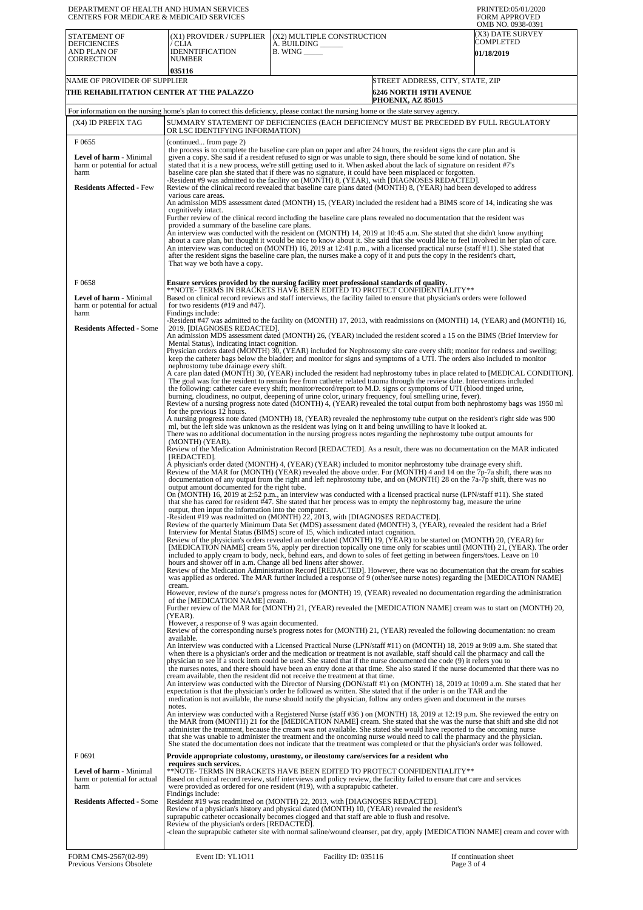| (X4) ID PREFIX TAG | SUMMARY STATEMENT OF DEFICIENCIES (EACH DEFICIENCY MUST BE PRECEDED BY FULL REGULATORY OR LSC IDENTIFYING INFORMATION) |
|---|---|
| F 0655<br><br>**Level of harm** - Minimal harm or potential for actual harm<br><br>**Residents Affected** - Few | (continued... from page 2)<br>the process is to complete the baseline care plan on paper and after 24 hours, the resident signs the care plan and is given a copy. She said if a resident refused to sign or was unable to sign, there should be some kind of notation. She stated that it is a new process, we're still getting used to it. When asked about the lack of signature on resident #7's baseline care plan she stated that if there was no signature, it could have been misplaced or forgotten.<br>-Resident #9 was admitted to the facility on (MONTH) 8, (YEAR), with [DIAGNOSES REDACTED].<br>Review of the clinical record revealed that baseline care plans dated (MONTH) 8, (YEAR) had been developed to address various care areas.<br>An admission MDS assessment dated (MONTH) 15, (YEAR) included the resident had a BIMS score of 14, indicating she was cognitively intact.<br>Further review of the clinical record including the baseline care plans revealed no documentation that the resident was provided a summary of the baseline care plans.<br>An interview was conducted with the resident on (MONTH) 14, 2019 at 10:45 a.m. She stated that she didn't know anything about a care plan, but thought it would be nice to know about it. She said that she would like to feel involved in her plan of care.<br>An interview was conducted on (MONTH) 16, 2019 at 12:41 p.m., with a licensed practical nurse (staff #11). She stated that after the resident signs the baseline care plan, the nurses make a copy of it and puts the copy in the resident's chart, That way we both have a copy. |
| F 0658<br><br>**Level of harm** - Minimal harm or potential for actual harm<br><br>**Residents Affected** - Some | **Ensure services provided by the nursing facility meet professional standards of quality.**<br>**NOTE- TERMS IN BRACKETS HAVE BEEN EDITED TO PROTECT CONFIDENTIALITY**<br>Based on clinical record reviews and staff interviews, the facility failed to ensure that physician's orders were followed for two residents (#19 and #47).<br>Findings include:<br>-Resident #47 was admitted to the facility on (MONTH) 17, 2013, with readmissions on (MONTH) 14, (YEAR) and (MONTH) 16, 2019. [DIAGNOSES REDACTED].<br>An admission MDS assessment dated (MONTH) 26, (YEAR) included the resident scored a 15 on the BIMS (Brief Interview for Mental Status), indicating intact cognition.<br>Physician orders dated (MONTH) 30, (YEAR) included for Nephrostomy site care every shift; monitor for redness and swelling; keep the catheter bags below the bladder; and monitor for signs and symptoms of a UTI. The orders also included to monitor nephrostomy tube drainage every shift.<br>A care plan dated (MONTH) 30, (YEAR) included the resident had nephrostomy tubes in place related to [MEDICAL CONDITION]. The goal was for the resident to remain free from catheter related trauma through the review date. Interventions included the following: catheter care every shift; monitor/record/report to M.D. signs or symptoms of UTI (blood tinged urine, burning, cloudiness, no output, deepening of urine color, urinary frequency, foul smelling urine, fever).<br>Review of a nursing progress note dated (MONTH) 4, (YEAR) revealed the total output from both nephrostomy bags was 1950 ml for the previous 12 hours.<br>A nursing progress note dated (MONTH) 18, (YEAR) revealed the nephrostomy tube output on the resident's right side was 900 ml, but the left side was unknown as the resident was lying on it and being unwilling to have it looked at.<br>There was no additional documentation in the nursing progress notes regarding the nephrostomy tube output amounts for (MONTH) (YEAR).<br>Review of the Medication Administration Record [REDACTED]. As a result, there was no documentation on the MAR indicated [REDACTED].<br>A physician's order dated (MONTH) 4, (YEAR) (YEAR) included to monitor nephrostomy tube drainage every shift.<br>Review of the MAR for (MONTH) (YEAR) revealed the above order. For (MONTH) 4 and 14 on the 7p-7a shift, there was no documentation of any output from the right and left nephrostomy tube, and on (MONTH) 28 on the 7a-7p shift, there was no output amount documented for the right tube.<br>On (MONTH) 16, 2019 at 2:52 p.m., an interview was conducted with a licensed practical nurse (LPN/staff #11). She stated that she has cared for resident #47. She stated that her process was to empty the nephrostomy bag, measure the urine output, then input the information into the computer.<br>-Resident #19 was readmitted on (MONTH) 22, 2013, with [DIAGNOSES REDACTED].<br>Review of the quarterly Minimum Data Set (MDS) assessment dated (MONTH) 3, (YEAR), revealed the resident had a Brief Interview for Mental Status (BIMS) score of 15, which indicated intact cognition.<br>Review of the physician's orders revealed an order dated (MONTH) 19, (YEAR) to be started on (MONTH) 20, (YEAR) for [MEDICATION NAME] cream 5%, apply per direction topically one time only for scabies until (MONTH) 21, (YEAR). The order included to apply cream to body, neck, behind ears, and down to soles of feet getting in between fingers/toes. Leave on 10 hours and shower off in a.m. Change all bed linens after shower.<br>Review of the Medication Administration Record [REDACTED]. However, there was no documentation that the cream for scabies was applied as ordered. The MAR further included a response of 9 (other/see nurse notes) regarding the [MEDICATION NAME] cream.<br>However, review of the nurse's progress notes for (MONTH) 19, (YEAR) revealed no documentation regarding the administration of the [MEDICATION NAME] cream.<br>Further review of the MAR for (MONTH) 21, (YEAR) revealed the [MEDICATION NAME] cream was to start on (MONTH) 20, (YEAR).<br>However, a response of 9 was again documented.<br>Review of the corresponding nurse's progress notes for (MONTH) 21, (YEAR) revealed the following documentation: no cream available.<br>An interview was conducted with a Licensed Practical Nurse (LPN/staff #11) on (MONTH) 18, 2019 at 9:09 a.m. She stated that when there is a physician's order and the medication or treatment is not available, staff should call the pharmacy and call the physician to see if a stock item could be used. She stated that if the nurse documented the code (9) it refers you to the nurses notes, and there should have been an entry done at that time. She also stated if the nurse documented that there was no cream available, then the resident did not receive the treatment at that time.<br>An interview was conducted with the Director of Nursing (DON/staff #1) on (MONTH) 18, 2019 at 10:09 a.m. She stated that her expectation is that the physician's order be followed as written. She stated that if the order is on the TAR and the medication is not available, the nurse should notify the physician, follow any orders given and document in the nurses notes.<br>An interview was conducted with a Registered Nurse (staff #36 ) on (MONTH) 18, 2019 at 12:19 p.m. She reviewed the entry on the MAR from (MONTH) 21 for the [MEDICATION NAME] cream. She stated that she was the nurse that shift and she did not administer the treatment, because the cream was not available. She stated she would have reported to the oncoming nurse that she was unable to administer the treatment and the oncoming nurse would need to call the pharmacy and the physician. She stated the documentation does not indicate that the treatment was completed or that the physician's order was followed. |
| F 0691<br><br>**Level of harm** - Minimal harm or potential for actual harm<br><br>**Residents Affected** - Some | **Provide appropriate colostomy, urostomy, or ileostomy care/services for a resident who requires such services.**<br>**NOTE- TERMS IN BRACKETS HAVE BEEN EDITED TO PROTECT CONFIDENTIALITY**<br>Based on clinical record review, staff interviews and policy review, the facility failed to ensure that care and services were provided as ordered for one resident (#19), with a suprapubic catheter.<br>Findings include:<br>Resident #19 was readmitted on (MONTH) 22, 2013, with [DIAGNOSES REDACTED].<br>Review of a physician's history and physical dated (MONTH) 10, (YEAR) revealed the resident's suprapubic catheter occasionally becomes clogged and that staff are able to flush and resolve.<br>Review of the physician's orders [REDACTED].<br>-clean the suprapubic catheter site with normal saline/wound cleanser, pat dry, apply [MEDICATION NAME] cream and cover with |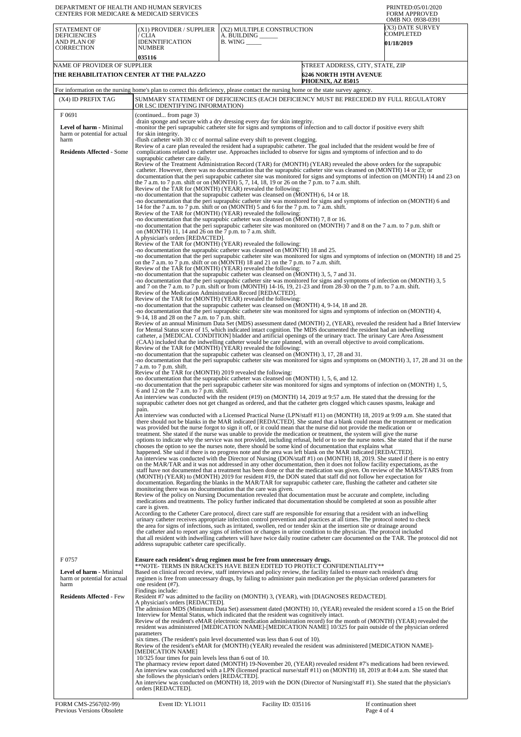DEPARTMENT OF HEALTH AND HUMAN SERVICES
CENTERS FOR MEDICARE & MEDICAID SERVICES

PRINTED:05/01/2020
FORM APPROVED
OMB NO. 0938-0391

| STATEMENT OF DEFICIENCIES AND PLAN OF CORRECTION | (X1) PROVIDER / SUPPLIER / CLIA IDENNTIFICATION NUMBER | (X2) MULTIPLE CONSTRUCTION | (X3) DATE SURVEY COMPLETED |
|---|---|---|---|
| | 035116 | A. BUILDING ______ B. WING _____ | 01/18/2019 |

| NAME OF PROVIDER OF SUPPLIER | STREET ADDRESS, CITY, STATE, ZIP |
|---|---|
| THE REHABILITATION CENTER AT THE PALAZZO | 6246 NORTH 19TH AVENUE PHOENIX, AZ 85015 |

For information on the nursing home's plan to correct this deficiency, please contact the nursing home or the state survey agency.

| (X4) ID PREFIX TAG | SUMMARY STATEMENT OF DEFICIENCIES (EACH DEFICIENCY MUST BE PRECEDED BY FULL REGULATORY OR LSC IDENTIFYING INFORMATION) |
|---|---|
| F 0691<br><br>**Level of harm** - Minimal harm or potential for actual harm<br><br>**Residents Affected** - Some | (continued... from page 3)<br>drain sponge and secure with a dry dressing every day for skin integrity.<br>-monitor the peri suprapubic catheter site for signs and symptoms of infection and to call doctor if positive every shift for skin integrity.<br>-flush catheter with 30 cc of normal saline every shift to prevent clogging.<br>Review of a care plan revealed the resident had a suprapubic catheter. The goal included that the resident would be free of complications related to catheter use. Approaches included to observe for signs and symptoms of infection and to do suprapubic catheter care daily.<br>Review of the Treatment Administration Record (TAR) for (MONTH) (YEAR) revealed the above orders for the suprapubic catheter. However, there was no documentation that the suprapubic catheter site was cleansed on (MONTH) 14 or 23; or documentation that the peri suprapubic catheter site was monitored for signs and symptoms of infection on (MONTH) 14 and 23 on the 7 a.m. to 7 p.m. shift or on (MONTH) 5, 7, 14, 18, 19 or 26 on the 7 p.m. to 7 a.m. shift.<br>Review of the TAR for (MONTH) (YEAR) revealed the following:<br>-no documentation that the suprapubic catheter was cleansed on (MONTH) 6, 14 or 18.<br>-no documentation that the peri suprapubic catheter site was monitored for signs and symptoms of infection on (MONTH) 6 and 14 for the 7 a.m. to 7 p.m. shift or on (MONTH) 5 and 6 for the 7 p.m. to 7 a.m. shift.<br>Review of the TAR for (MONTH) (YEAR) revealed the following:<br>-no documentation that the suprapubic catheter was cleansed on (MONTH) 7, 8 or 16.<br>-no documentation that the peri suprapubic catheter site was monitored on (MONTH) 7 and 8 on the 7 a.m. to 7 p.m. shift or on (MONTH) 11, 14 and 26 on the 7 p.m. to 7 a.m. shift.<br>A physician's orders [REDACTED].<br>Review of the TAR for (MONTH) (YEAR) revealed the following:<br>-no documentation the suprapubic catheter was cleansed on (MONTH) 18 and 25.<br>-no documentation that the peri suprapubic catheter site was monitored for signs and symptoms of infection on (MONTH) 18 and 25 on the 7 a.m. to 7 p.m. shift or on (MONTH) 18 and 21 on the 7 p.m. to 7 a.m. shift.<br>Review of the TAR for (MONTH) (YEAR) revealed the following:<br>-no documentation that the suprapubic catheter was cleansed on (MONTH) 3, 5, 7 and 31.<br>-no documentation that the peri suprapubic catheter site was monitored for signs and symptoms of infection on (MONTH) 3, 5 and 7 on the 7 a.m. to 7 p.m. shift or from (MONTH) 14-16, 19, 21-23 and from 28-30 on the 7 p.m. to 7 a.m. shift.<br>Review of the Medication Administration Record [REDACTED].<br>Review of the TAR for (MONTH) (YEAR) revealed the following:<br>-no documentation that the suprapubic catheter was cleansed on (MONTH) 4, 9-14, 18 and 28.<br>-no documentation that the peri suprapubic catheter site was monitored for signs and symptoms of infection on (MONTH) 4, 9-14, 18 and 28 on the 7 a.m. to 7 p.m. shift.<br>Review of an annual Minimum Data Set (MDS) assessment dated (MONTH) 2, (YEAR), revealed the resident had a Brief Interview for Mental Status score of 15, which indicated intact cognition. The MDS documented the resident had an indwelling catheter, a [MEDICAL CONDITION] bladder and artificial openings of the urinary tract. The urinary Care Area Assessment (CAA) included that the indwelling catheter would be care planned, with an overall objective to avoid complications.<br>Review of the TAR for (MONTH) (YEAR) revealed the following:<br>-no documentation that the suprapubic catheter was cleansed on (MONTH) 3, 17, 28 and 31.<br>-no documentation that the peri suprapubic catheter site was monitored for signs and symptoms on (MONTH) 3, 17, 28 and 31 on the 7 a.m. to 7 p.m. shift.<br>Review of the TAR for (MONTH) 2019 revealed the following:<br>-no documentation that the suprapubic catheter was cleansed on (MONTH) 1, 5, 6, and 12.<br>-no documentation that the peri suprapubic catheter site was monitored for signs and symptoms of infection on (MONTH) 1, 5, 6 and 12 on the 7 a.m. to 7 p.m. shift.<br>An interview was conducted with the resident (#19) on (MONTH) 14, 2019 at 9:57 a.m. He stated that the dressing for the suprapubic catheter does not get changed as ordered, and that the catheter gets clogged which causes spasms, leakage and pain.<br>An interview was conducted with a Licensed Practical Nurse (LPN/staff #11) on (MONTH) 18, 2019 at 9:09 a.m. She stated that there should not be blanks in the MAR indicated [REDACTED]. She stated that a blank could mean the treatment or medication was provided but the nurse forgot to sign it off, or it could mean that the nurse did not provide the medication or treatment. She stated if the nurse was unable to provide the medication or treatment, the system will give the nurse options to indicate why the service was not provided, including refusal, held or to see the nurse notes. She stated that if the nurse chooses the option to see the nurses note, there should be some kind of documentation that explains what happened. She said if there is no progress note and the area was left blank on the MAR indicated [REDACTED].<br>An interview was conducted with the Director of Nursing (DON/staff #1) on (MONTH) 18, 2019. She stated if there is no entry on the MAR/TAR and it was not addressed in any other documentation, then it does not follow facility expectations, as the staff have not documented that a treatment has been done or that the medication was given. On review of the MARS/TARS from (MONTH) (YEAR) to (MONTH) 2019 for resident #19, the DON stated that staff did not follow her expectation for documentation. Regarding the blanks in the MAR/TAR for suprapubic catheter care, flushing the catheter and catheter site monitoring there was no documentation that the care was given.<br>Review of the policy on Nursing Documentation revealed that documentation must be accurate and complete, including medications and treatments. The policy further indicated that documentation should be completed at soon as possible after care is given.<br>According to the Catheter Care protocol, direct care staff are responsible for ensuring that a resident with an indwelling urinary catheter receives appropriate infection control prevention and practices at all times. The protocol noted to check the area for signs of infections, such as irritated, swollen, red or tender skin at the insertion site or drainage around the catheter and to report any signs of infection or changes in urine condition to the physician. The protocol included that all resident with indwelling catheters will have twice daily routine catheter care documented on the TAR. The protocol did not address suprapubic catheter care specifically. |
| F 0757<br><br>**Level of harm** - Minimal harm or potential for actual harm<br><br>**Residents Affected** - Few | **Ensure each resident's drug regimen must be free from unnecessary drugs.**<br>**NOTE- TERMS IN BRACKETS HAVE BEEN EDITED TO PROTECT CONFIDENTIALITY**<br>Based on clinical record review, staff interviews and policy review, the facility failed to ensure each resident's drug regimen is free from unnecessary drugs, by failing to administer pain medication per the physician ordered parameters for one resident (#7).<br>Findings include:<br>Resident #7 was admitted to the facility on (MONTH) 3, (YEAR), with [DIAGNOSES REDACTED].<br>A physician's orders [REDACTED].<br>The admission MDS (Minimum Data Set) assessment dated (MONTH) 10, (YEAR) revealed the resident scored a 15 on the Brief Interview for Mental Status, which indicated that the resident was cognitively intact.<br>Review of the resident's eMAR (electronic medication administration record) for the month of (MONTH) (YEAR) revealed the resident was administered [MEDICATION NAME]-[MEDICATION NAME] 10/325 for pain outside of the physician ordered parameters<br>six times. (The resident's pain level documented was less than 6 out of 10).<br>Review of the resident's eMAR for (MONTH) (YEAR) revealed the resident was administered [MEDICATION NAME]-[MEDICATION NAME]<br>10/325 four times for pain levels less than 6 out of 10.<br>The pharmacy review report dated (MONTH) 19-November 20, (YEAR) revealed resident #7's medications had been reviewed.<br>An interview was conducted with a LPN (licensed practical nurse/staff #11) on (MONTH) 18, 2019 at 8:44 a.m. She stated that she follows the physician's orders [REDACTED].<br>An interview was conducted on (MONTH) 18, 2019 with the DON (Director of Nursing/staff #1). She stated that the physician's orders [REDACTED]. |

FORM CMS-2567(02-99) Previous Versions Obsolete | Event ID: YL1O11 | Facility ID: 035116 | If continuation sheet